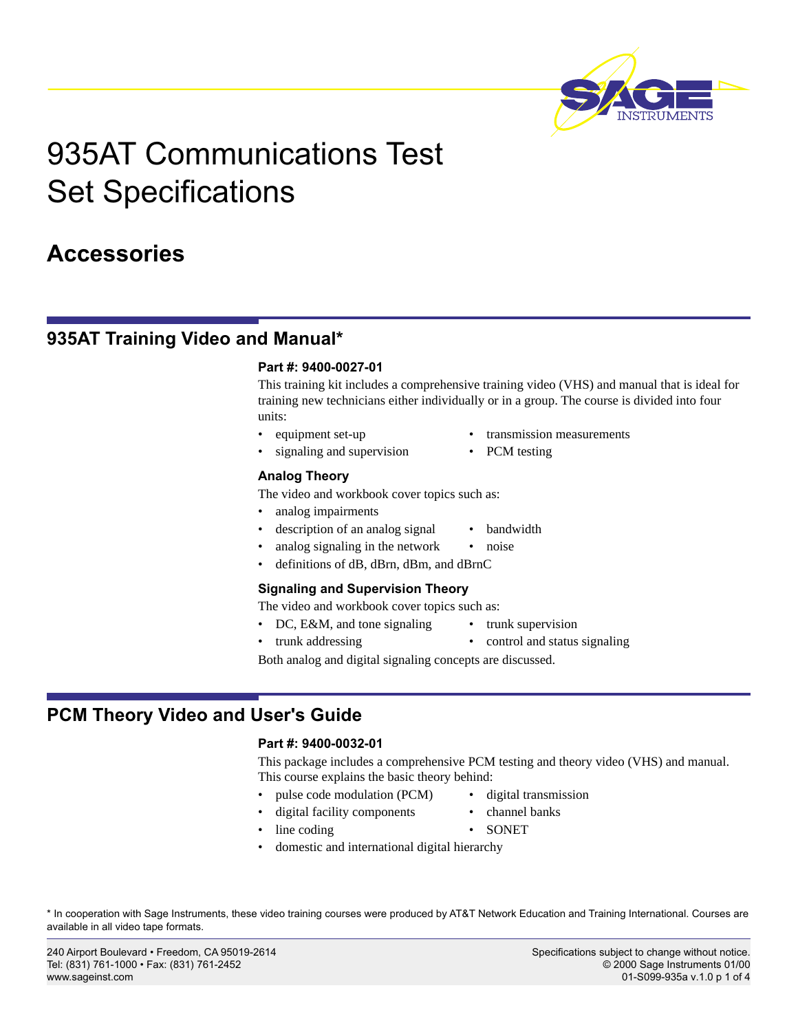# 935AT Communications Test Set Specifications

## Accessories

## 935AT Training Video and Manual*

**Part #: 9400-0027-01**

This training kit includes a comprehensive training video (VHS) and manual that is ideal for training new technicians either individually or in a group. The course is divided into four units:

- equipment set-up
- signaling and supervision
- transmission measurements
- PCM testing

### Analog Theory

The video and workbook cover topics such as:

- analog impairments
- description of an analog signal
- analog signaling in the network
- definitions of dB, dBrn, dBm, and dBrnC
- bandwidth
- noise

### Signaling and Supervision Theory

The video and workbook cover topics such as:

- DC, E&M, and tone signaling
- trunk addressing
- trunk supervision
- control and status signaling

Both analog and digital signaling concepts are discussed.

## PCM Theory Video and User's Guide

**Part #: 9400-0032-01**

This package includes a comprehensive PCM testing and theory video (VHS) and manual. This course explains the basic theory behind:

- pulse code modulation (PCM)
- digital facility components
- line coding
- domestic and international digital hierarchy
- digital transmission
- channel banks
- SONET

* In cooperation with Sage Instruments, these video training courses were produced by AT&T Network Education and Training International. Courses are available in all video tape formats.

240 Airport Boulevard • Freedom, CA 95019-2614
Tel: (831) 761-1000 • Fax: (831) 761-2452
www.sageinst.com

Specifications subject to change without notice.
© 2000 Sage Instruments 01/00
01-S099-935a v.1.0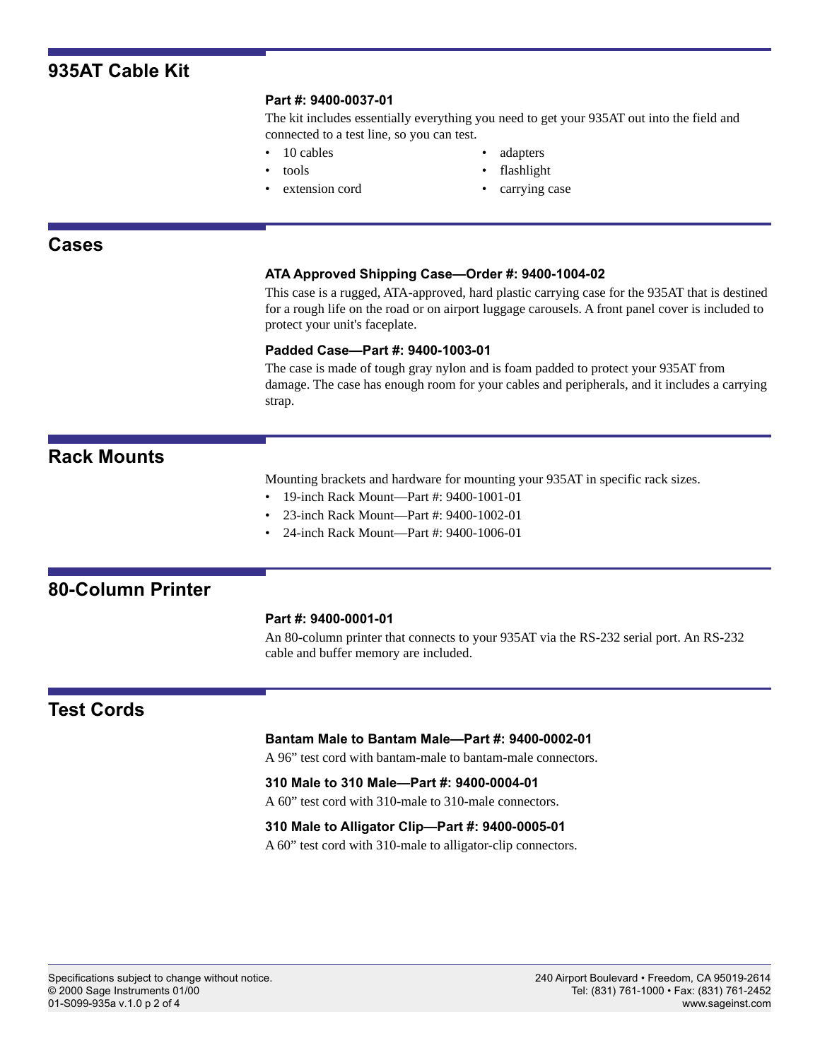## 935AT Cable Kit

**Part #: 9400-0037-01**

The kit includes essentially everything you need to get your 935AT out into the field and connected to a test line, so you can test.

- 10 cables
- tools
- extension cord
- adapters
- flashlight
- carrying case

## Cases

**ATA Approved Shipping Case—Order #: 9400-1004-02**

This case is a rugged, ATA-approved, hard plastic carrying case for the 935AT that is destined for a rough life on the road or on airport luggage carousels. A front panel cover is included to protect your unit's faceplate.

**Padded Case—Part #: 9400-1003-01**

The case is made of tough gray nylon and is foam padded to protect your 935AT from damage. The case has enough room for your cables and peripherals, and it includes a carrying strap.

## Rack Mounts

Mounting brackets and hardware for mounting your 935AT in specific rack sizes.

- 19-inch Rack Mount—Part #: 9400-1001-01
- 23-inch Rack Mount—Part #: 9400-1002-01
- 24-inch Rack Mount—Part #: 9400-1006-01

## 80-Column Printer

**Part #: 9400-0001-01**

An 80-column printer that connects to your 935AT via the RS-232 serial port. An RS-232 cable and buffer memory are included.

## Test Cords

**Bantam Male to Bantam Male—Part #: 9400-0002-01**

A 96” test cord with bantam-male to bantam-male connectors.

**310 Male to 310 Male—Part #: 9400-0004-01**

A 60” test cord with 310-male to 310-male connectors.

**310 Male to Alligator Clip—Part #: 9400-0005-01**

A 60” test cord with 310-male to alligator-clip connectors.

Specifications subject to change without notice.
© 2000 Sage Instruments 01/00
01-S099-935a v.1.0

240 Airport Boulevard • Freedom, CA 95019-2614
Tel: (831) 761-1000 • Fax: (831) 761-2452
www.sageinst.com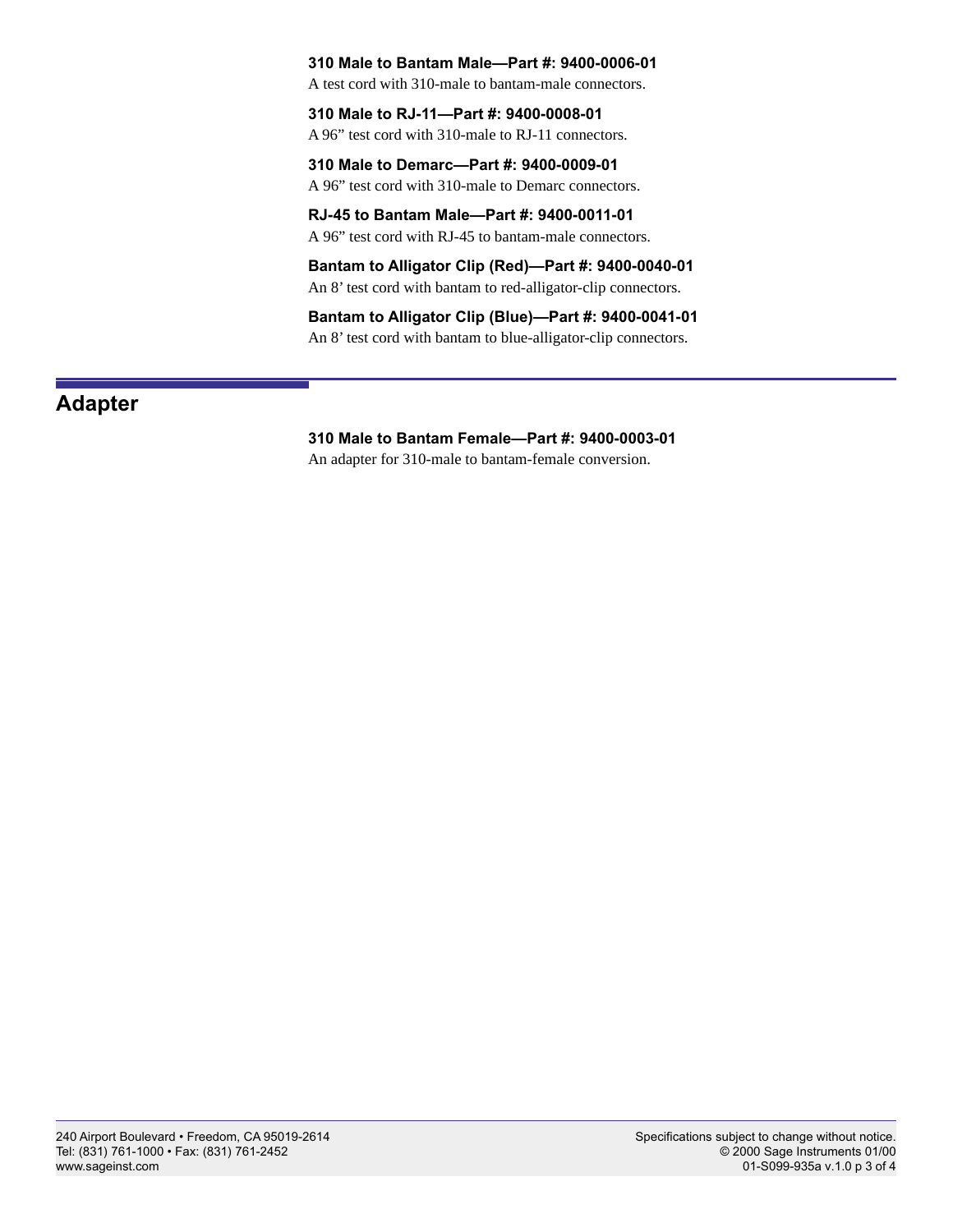**310 Male to Bantam Male—Part #: 9400-0006-01**
A test cord with 310-male to bantam-male connectors.

**310 Male to RJ-11—Part #: 9400-0008-01**
A 96” test cord with 310-male to RJ-11 connectors.

**310 Male to Demarc—Part #: 9400-0009-01**
A 96” test cord with 310-male to Demarc connectors.

**RJ-45 to Bantam Male—Part #: 9400-0011-01**
A 96” test cord with RJ-45 to bantam-male connectors.

**Bantam to Alligator Clip (Red)—Part #: 9400-0040-01**
An 8’ test cord with bantam to red-alligator-clip connectors.

**Bantam to Alligator Clip (Blue)—Part #: 9400-0041-01**
An 8’ test cord with bantam to blue-alligator-clip connectors.

## Adapter

**310 Male to Bantam Female—Part #: 9400-0003-01**
An adapter for 310-male to bantam-female conversion.

240 Airport Boulevard • Freedom, CA 95019-2614
Tel: (831) 761-1000 • Fax: (831) 761-2452
www.sageinst.com

Specifications subject to change without notice.
© 2000 Sage Instruments 01/00
01-S099-935a v.1.0